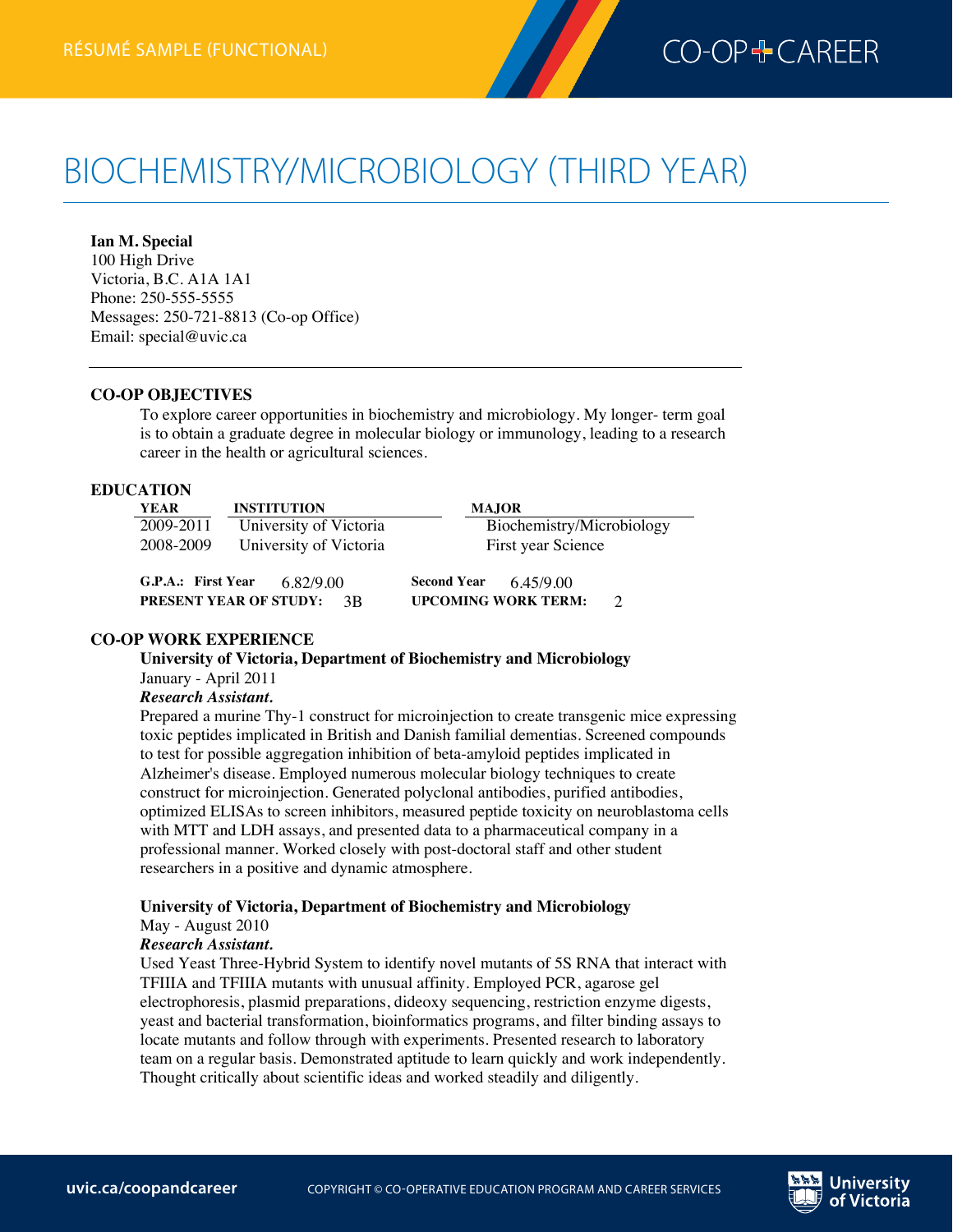RÉSUMÉ SAMPLE (FUNCTIONAL)

# BIOCHEMISTRY/MICROBIOLOGY (THIRD YEAR)

**Ian M. Special**
100 High Drive
Victoria, B.C. A1A 1A1
Phone: 250-555-5555
Messages: 250-721-8813 (Co-op Office)
Email: special@uvic.ca

---

## CO-OP OBJECTIVES

To explore career opportunities in biochemistry and microbiology. My longer- term goal is to obtain a graduate degree in molecular biology or immunology, leading to a research career in the health or agricultural sciences.

## EDUCATION

| YEAR | INSTITUTION | MAJOR |
| --- | --- | --- |
| 2009-2011 | University of Victoria | Biochemistry/Microbiology |
| 2008-2009 | University of Victoria | First year Science |

**G.P.A.: First Year** 6.82/9.00 **Second Year** 6.45/9.00
**PRESENT YEAR OF STUDY:** 3B **UPCOMING WORK TERM:** 2

## CO-OP WORK EXPERIENCE

**University of Victoria, Department of Biochemistry and Microbiology**
January - April 2011
***Research Assistant.***
Prepared a murine Thy-1 construct for microinjection to create transgenic mice expressing toxic peptides implicated in British and Danish familial dementias. Screened compounds to test for possible aggregation inhibition of beta-amyloid peptides implicated in Alzheimer's disease. Employed numerous molecular biology techniques to create construct for microinjection. Generated polyclonal antibodies, purified antibodies, optimized ELISAs to screen inhibitors, measured peptide toxicity on neuroblastoma cells with MTT and LDH assays, and presented data to a pharmaceutical company in a professional manner. Worked closely with post-doctoral staff and other student researchers in a positive and dynamic atmosphere.

**University of Victoria, Department of Biochemistry and Microbiology**
May - August 2010
***Research Assistant.***
Used Yeast Three-Hybrid System to identify novel mutants of 5S RNA that interact with TFIIIA and TFIIIA mutants with unusual affinity. Employed PCR, agarose gel electrophoresis, plasmid preparations, dideoxy sequencing, restriction enzyme digests, yeast and bacterial transformation, bioinformatics programs, and filter binding assays to locate mutants and follow through with experiments. Presented research to laboratory team on a regular basis. Demonstrated aptitude to learn quickly and work independently. Thought critically about scientific ideas and worked steadily and diligently.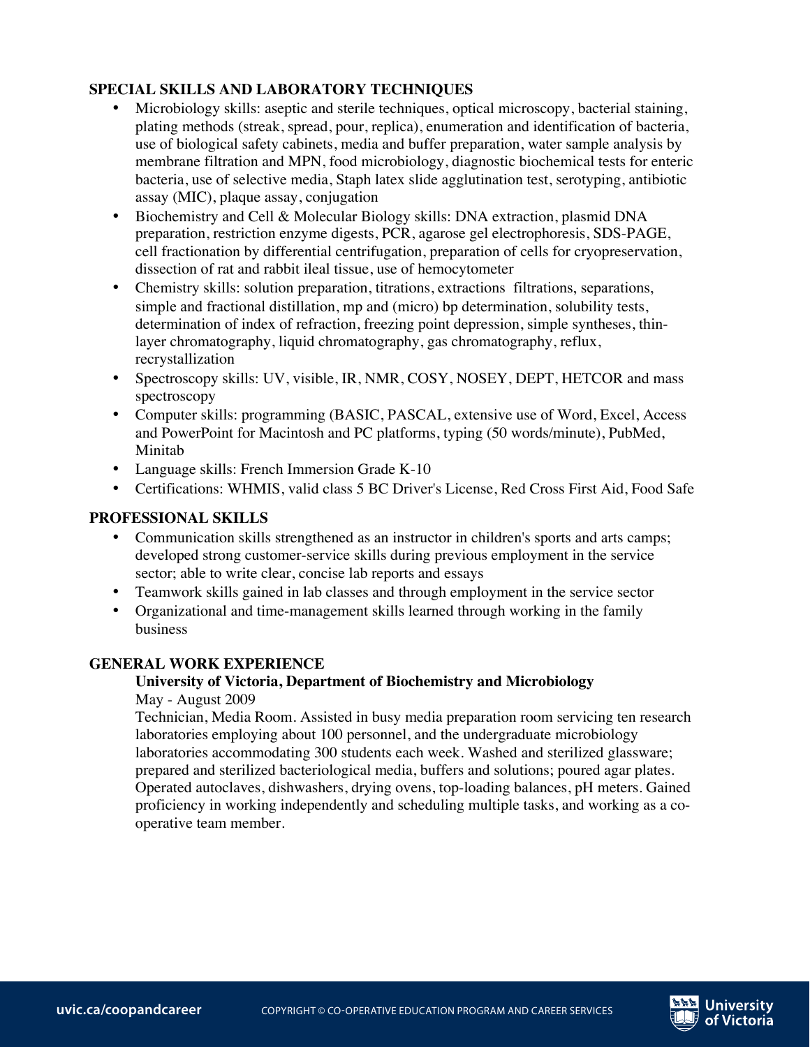## SPECIAL SKILLS AND LABORATORY TECHNIQUES

- Microbiology skills: aseptic and sterile techniques, optical microscopy, bacterial staining, plating methods (streak, spread, pour, replica), enumeration and identification of bacteria, use of biological safety cabinets, media and buffer preparation, water sample analysis by membrane filtration and MPN, food microbiology, diagnostic biochemical tests for enteric bacteria, use of selective media, Staph latex slide agglutination test, serotyping, antibiotic assay (MIC), plaque assay, conjugation
- Biochemistry and Cell & Molecular Biology skills: DNA extraction, plasmid DNA preparation, restriction enzyme digests, PCR, agarose gel electrophoresis, SDS-PAGE, cell fractionation by differential centrifugation, preparation of cells for cryopreservation, dissection of rat and rabbit ileal tissue, use of hemocytometer
- Chemistry skills: solution preparation, titrations, extractions filtrations, separations, simple and fractional distillation, mp and (micro) bp determination, solubility tests, determination of index of refraction, freezing point depression, simple syntheses, thin-layer chromatography, liquid chromatography, gas chromatography, reflux, recrystallization
- Spectroscopy skills: UV, visible, IR, NMR, COSY, NOSEY, DEPT, HETCOR and mass spectroscopy
- Computer skills: programming (BASIC, PASCAL, extensive use of Word, Excel, Access and PowerPoint for Macintosh and PC platforms, typing (50 words/minute), PubMed, Minitab
- Language skills: French Immersion Grade K-10
- Certifications: WHMIS, valid class 5 BC Driver's License, Red Cross First Aid, Food Safe

## PROFESSIONAL SKILLS

- Communication skills strengthened as an instructor in children's sports and arts camps; developed strong customer-service skills during previous employment in the service sector; able to write clear, concise lab reports and essays
- Teamwork skills gained in lab classes and through employment in the service sector
- Organizational and time-management skills learned through working in the family business

## GENERAL WORK EXPERIENCE

**University of Victoria, Department of Biochemistry and Microbiology**
May - August 2009
Technician, Media Room. Assisted in busy media preparation room servicing ten research laboratories employing about 100 personnel, and the undergraduate microbiology laboratories accommodating 300 students each week. Washed and sterilized glassware; prepared and sterilized bacteriological media, buffers and solutions; poured agar plates. Operated autoclaves, dishwashers, drying ovens, top-loading balances, pH meters. Gained proficiency in working independently and scheduling multiple tasks, and working as a co-operative team member.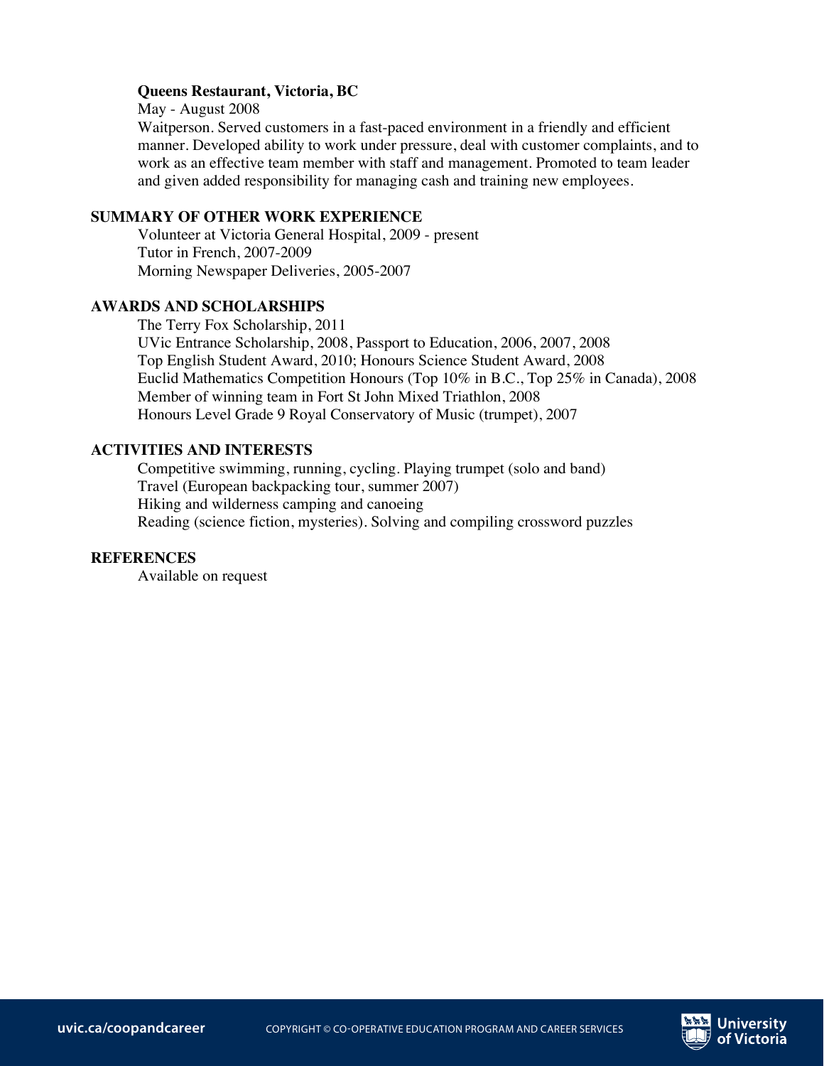**Queens Restaurant, Victoria, BC**

May - August 2008

Waitperson. Served customers in a fast-paced environment in a friendly and efficient manner. Developed ability to work under pressure, deal with customer complaints, and to work as an effective team member with staff and management. Promoted to team leader and given added responsibility for managing cash and training new employees.

## SUMMARY OF OTHER WORK EXPERIENCE

Volunteer at Victoria General Hospital, 2009 - present
Tutor in French, 2007-2009
Morning Newspaper Deliveries, 2005-2007

## AWARDS AND SCHOLARSHIPS

The Terry Fox Scholarship, 2011
UVic Entrance Scholarship, 2008, Passport to Education, 2006, 2007, 2008
Top English Student Award, 2010; Honours Science Student Award, 2008
Euclid Mathematics Competition Honours (Top 10% in B.C., Top 25% in Canada), 2008
Member of winning team in Fort St John Mixed Triathlon, 2008
Honours Level Grade 9 Royal Conservatory of Music (trumpet), 2007

## ACTIVITIES AND INTERESTS

Competitive swimming, running, cycling. Playing trumpet (solo and band)
Travel (European backpacking tour, summer 2007)
Hiking and wilderness camping and canoeing
Reading (science fiction, mysteries). Solving and compiling crossword puzzles

## REFERENCES

Available on request